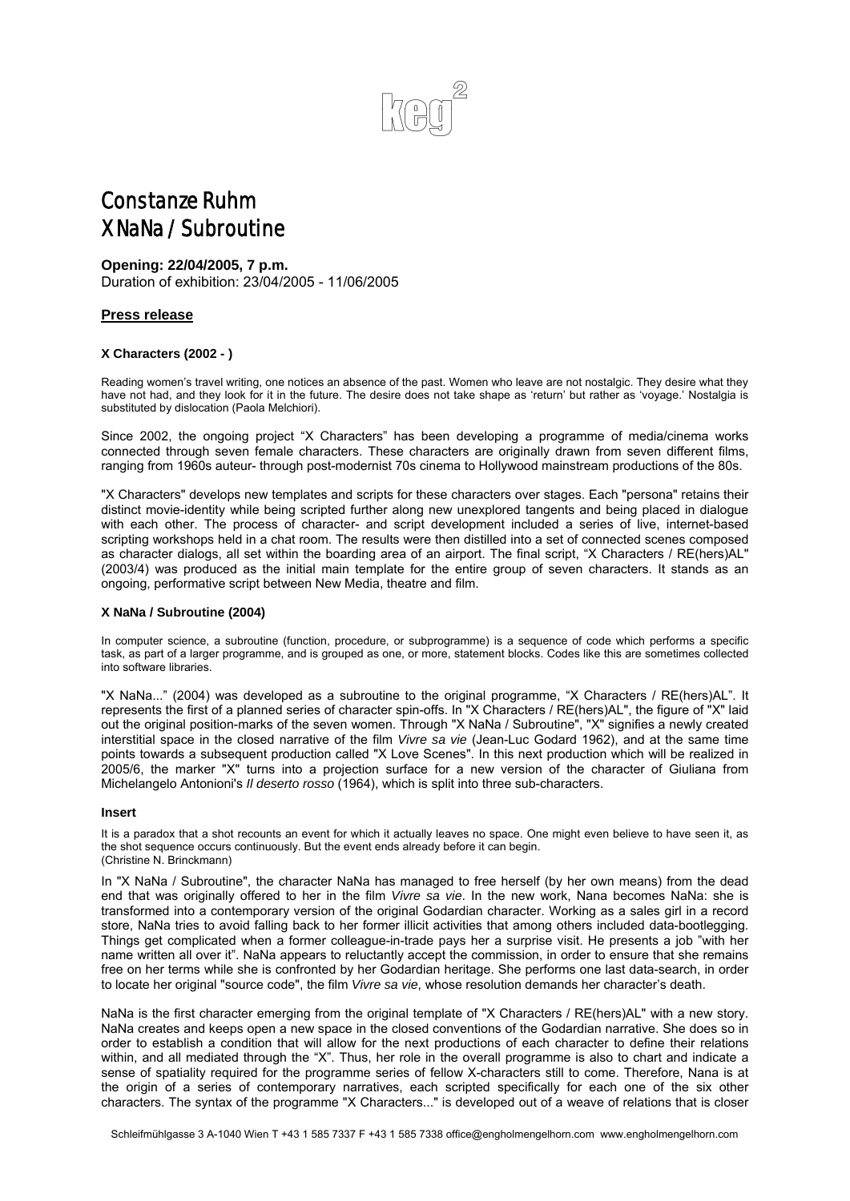keg²

# Constanze Ruhm
# X NaNa / Subroutine

**Opening: 22/04/2005, 7 p.m.**
Duration of exhibition: 23/04/2005 - 11/06/2005

## Press release

### X Characters (2002 - )

Reading women's travel writing, one notices an absence of the past. Women who leave are not nostalgic. They desire what they have not had, and they look for it in the future. The desire does not take shape as 'return' but rather as 'voyage.' Nostalgia is substituted by dislocation (Paola Melchiori).

Since 2002, the ongoing project "X Characters" has been developing a programme of media/cinema works connected through seven female characters. These characters are originally drawn from seven different films, ranging from 1960s auteur- through post-modernist 70s cinema to Hollywood mainstream productions of the 80s.

"X Characters" develops new templates and scripts for these characters over stages. Each "persona" retains their distinct movie-identity while being scripted further along new unexplored tangents and being placed in dialogue with each other. The process of character- and script development included a series of live, internet-based scripting workshops held in a chat room. The results were then distilled into a set of connected scenes composed as character dialogs, all set within the boarding area of an airport. The final script, "X Characters / RE(hers)AL" (2003/4) was produced as the initial main template for the entire group of seven characters. It stands as an ongoing, performative script between New Media, theatre and film.

### X NaNa / Subroutine (2004)

In computer science, a subroutine (function, procedure, or subprogramme) is a sequence of code which performs a specific task, as part of a larger programme, and is grouped as one, or more, statement blocks. Codes like this are sometimes collected into software libraries.

"X NaNa..." (2004) was developed as a subroutine to the original programme, "X Characters / RE(hers)AL". It represents the first of a planned series of character spin-offs. In "X Characters / RE(hers)AL", the figure of "X" laid out the original position-marks of the seven women. Through "X NaNa / Subroutine", "X" signifies a newly created interstitial space in the closed narrative of the film *Vivre sa vie* (Jean-Luc Godard 1962), and at the same time points towards a subsequent production called "X Love Scenes". In this next production which will be realized in 2005/6, the marker "X" turns into a projection surface for a new version of the character of Giuliana from Michelangelo Antonioni's *Il deserto rosso* (1964), which is split into three sub-characters.

### Insert

It is a paradox that a shot recounts an event for which it actually leaves no space. One might even believe to have seen it, as the shot sequence occurs continuously. But the event ends already before it can begin.
(Christine N. Brinckmann)

In "X NaNa / Subroutine", the character NaNa has managed to free herself (by her own means) from the dead end that was originally offered to her in the film *Vivre sa vie*. In the new work, Nana becomes NaNa: she is transformed into a contemporary version of the original Godardian character. Working as a sales girl in a record store, NaNa tries to avoid falling back to her former illicit activities that among others included data-bootlegging. Things get complicated when a former colleague-in-trade pays her a surprise visit. He presents a job "with her name written all over it". NaNa appears to reluctantly accept the commission, in order to ensure that she remains free on her terms while she is confronted by her Godardian heritage. She performs one last data-search, in order to locate her original "source code", the film *Vivre sa vie*, whose resolution demands her character's death.

NaNa is the first character emerging from the original template of "X Characters / RE(hers)AL" with a new story. NaNa creates and keeps open a new space in the closed conventions of the Godardian narrative. She does so in order to establish a condition that will allow for the next productions of each character to define their relations within, and all mediated through the "X". Thus, her role in the overall programme is also to chart and indicate a sense of spatiality required for the programme series of fellow X-characters still to come. Therefore, Nana is at the origin of a series of contemporary narratives, each scripted specifically for each one of the six other characters. The syntax of the programme "X Characters..." is developed out of a weave of relations that is closer

Schleifmühlgasse 3 A-1040 Wien T +43 1 585 7337 F +43 1 585 7338 office@engholmengelhorn.com www.engholmengelhorn.com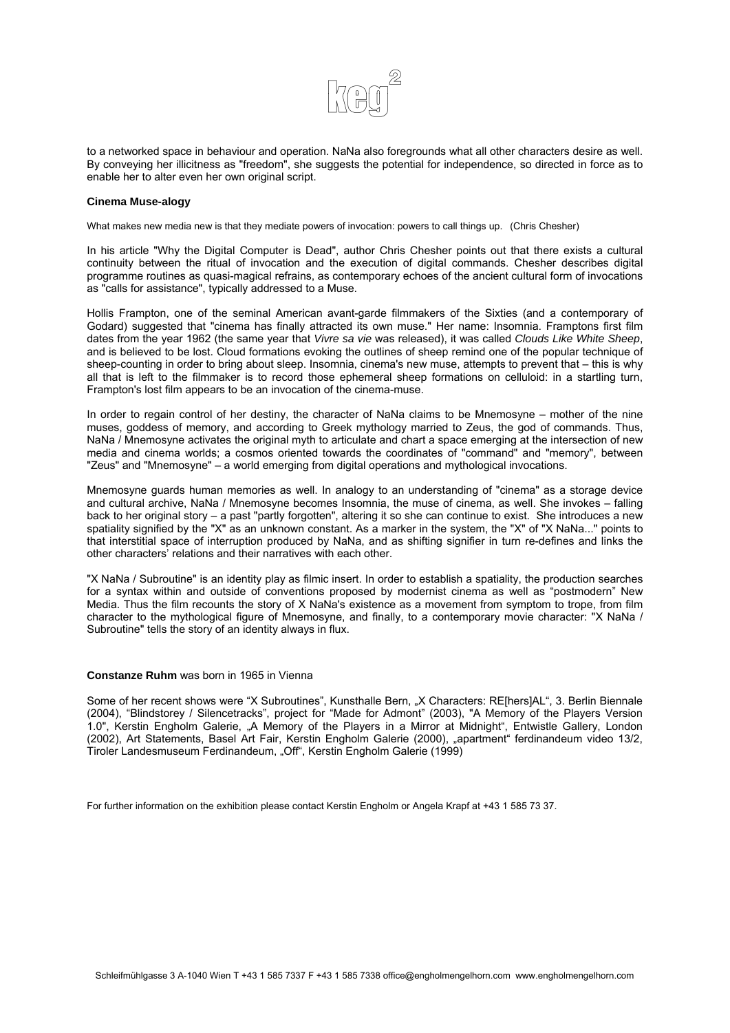to a networked space in behaviour and operation. NaNa also foregrounds what all other characters desire as well. By conveying her illicitness as "freedom", she suggests the potential for independence, so directed in force as to enable her to alter even her own original script.

**Cinema Muse-alogy**

What makes new media new is that they mediate powers of invocation: powers to call things up. (Chris Chesher)

In his article "Why the Digital Computer is Dead", author Chris Chesher points out that there exists a cultural continuity between the ritual of invocation and the execution of digital commands. Chesher describes digital programme routines as quasi-magical refrains, as contemporary echoes of the ancient cultural form of invocations as "calls for assistance", typically addressed to a Muse.

Hollis Frampton, one of the seminal American avant-garde filmmakers of the Sixties (and a contemporary of Godard) suggested that "cinema has finally attracted its own muse." Her name: Insomnia. Framptons first film dates from the year 1962 (the same year that *Vivre sa vie* was released), it was called *Clouds Like White Sheep*, and is believed to be lost. Cloud formations evoking the outlines of sheep remind one of the popular technique of sheep-counting in order to bring about sleep. Insomnia, cinema's new muse, attempts to prevent that – this is why all that is left to the filmmaker is to record those ephemeral sheep formations on celluloid: in a startling turn, Frampton's lost film appears to be an invocation of the cinema-muse.

In order to regain control of her destiny, the character of NaNa claims to be Mnemosyne – mother of the nine muses, goddess of memory, and according to Greek mythology married to Zeus, the god of commands. Thus, NaNa / Mnemosyne activates the original myth to articulate and chart a space emerging at the intersection of new media and cinema worlds; a cosmos oriented towards the coordinates of "command" and "memory", between "Zeus" and "Mnemosyne" – a world emerging from digital operations and mythological invocations.

Mnemosyne guards human memories as well. In analogy to an understanding of "cinema" as a storage device and cultural archive, NaNa / Mnemosyne becomes Insomnia, the muse of cinema, as well. She invokes – falling back to her original story – a past "partly forgotten", altering it so she can continue to exist. She introduces a new spatiality signified by the "X" as an unknown constant. As a marker in the system, the "X" of "X NaNa..." points to that interstitial space of interruption produced by NaNa, and as shifting signifier in turn re-defines and links the other characters' relations and their narratives with each other.

"X NaNa / Subroutine" is an identity play as filmic insert. In order to establish a spatiality, the production searches for a syntax within and outside of conventions proposed by modernist cinema as well as "postmodern" New Media. Thus the film recounts the story of X NaNa's existence as a movement from symptom to trope, from film character to the mythological figure of Mnemosyne, and finally, to a contemporary movie character: "X NaNa / Subroutine" tells the story of an identity always in flux.

**Constanze Ruhm** was born in 1965 in Vienna

Some of her recent shows were "X Subroutines", Kunsthalle Bern, „X Characters: RE[hers]AL", 3. Berlin Biennale (2004), "Blindstorey / Silencetracks", project for "Made for Admont" (2003), "A Memory of the Players Version 1.0", Kerstin Engholm Galerie, „A Memory of the Players in a Mirror at Midnight", Entwistle Gallery, London (2002), Art Statements, Basel Art Fair, Kerstin Engholm Galerie (2000), „apartment" ferdinandeum video 13/2, Tiroler Landesmuseum Ferdinandeum, „Off", Kerstin Engholm Galerie (1999)

For further information on the exhibition please contact Kerstin Engholm or Angela Krapf at +43 1 585 73 37.